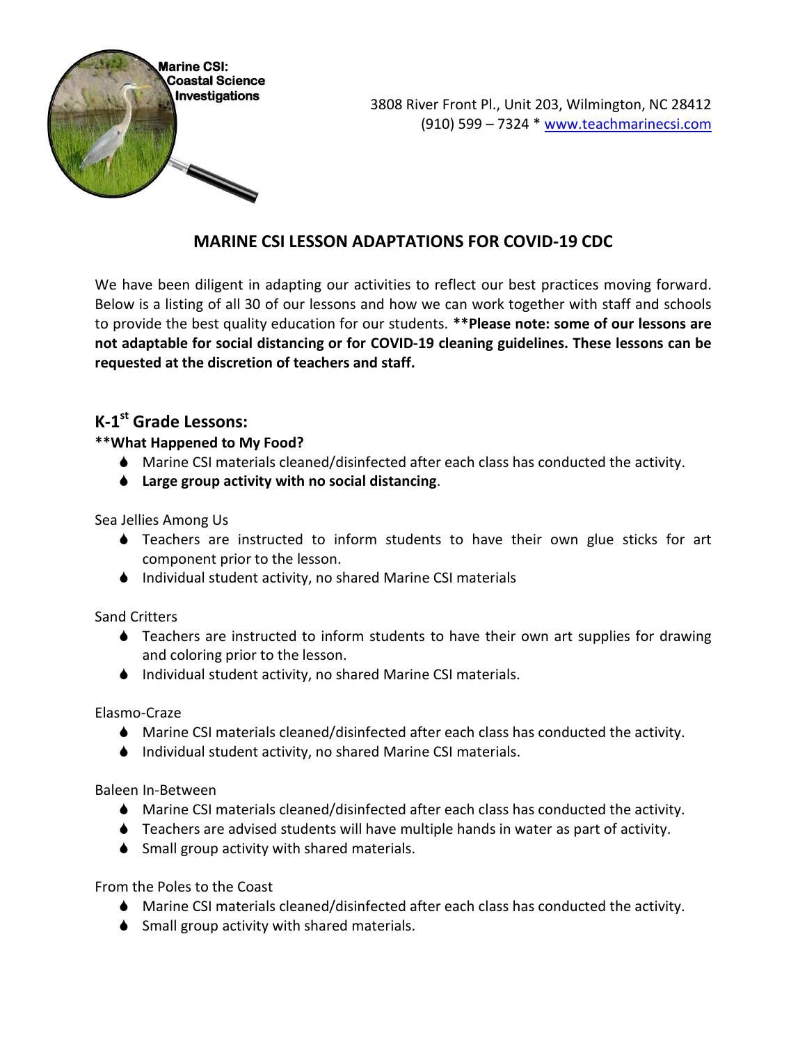Marine CSI: Coastal Science Investigations

3808 River Front Pl., Unit 203, Wilmington, NC 28412
(910) 599 – 7324 * www.teachmarinecsi.com

# MARINE CSI LESSON ADAPTATIONS FOR COVID-19 CDC

We have been diligent in adapting our activities to reflect our best practices moving forward. Below is a listing of all 30 of our lessons and how we can work together with staff and schools to provide the best quality education for our students. **\*\*Please note: some of our lessons are not adaptable for social distancing or for COVID-19 cleaning guidelines. These lessons can be requested at the discretion of teachers and staff.**

## K-1st Grade Lessons:

**\*\*What Happened to My Food?**

- Marine CSI materials cleaned/disinfected after each class has conducted the activity.
- **Large group activity with no social distancing**.

Sea Jellies Among Us

- Teachers are instructed to inform students to have their own glue sticks for art component prior to the lesson.
- Individual student activity, no shared Marine CSI materials

Sand Critters

- Teachers are instructed to inform students to have their own art supplies for drawing and coloring prior to the lesson.
- Individual student activity, no shared Marine CSI materials.

Elasmo-Craze

- Marine CSI materials cleaned/disinfected after each class has conducted the activity.
- Individual student activity, no shared Marine CSI materials.

Baleen In-Between

- Marine CSI materials cleaned/disinfected after each class has conducted the activity.
- Teachers are advised students will have multiple hands in water as part of activity.
- Small group activity with shared materials.

From the Poles to the Coast

- Marine CSI materials cleaned/disinfected after each class has conducted the activity.
- Small group activity with shared materials.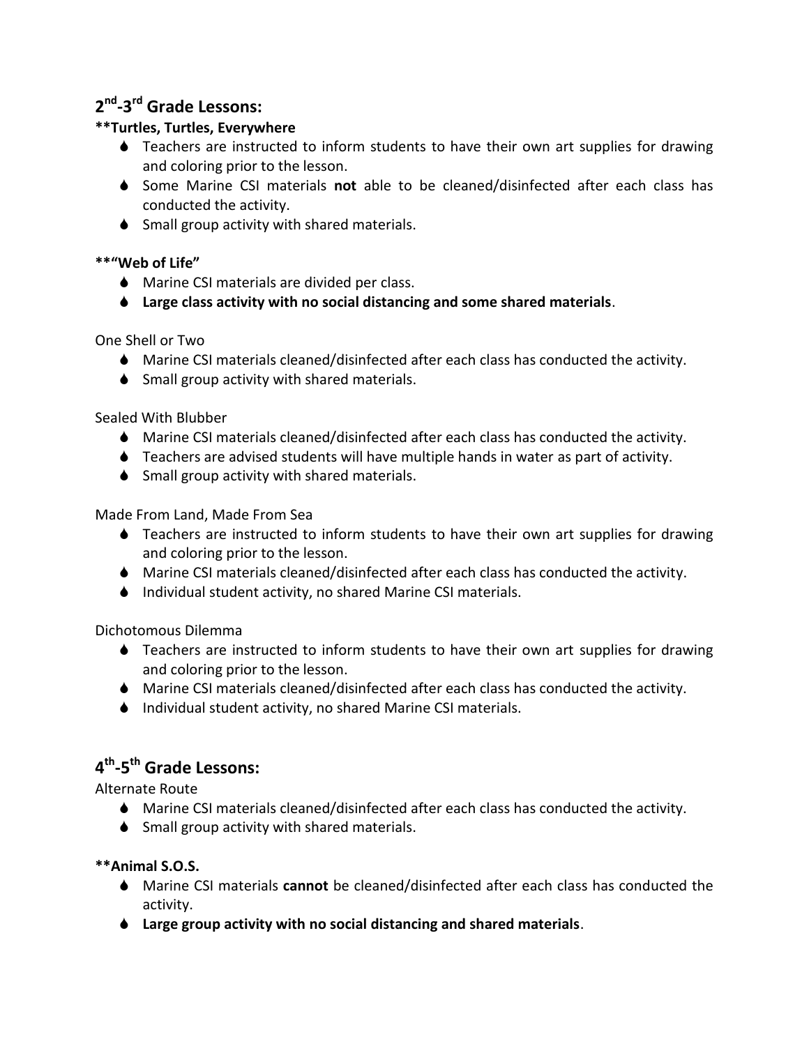## 2nd-3rd Grade Lessons:

**\*\*Turtles, Turtles, Everywhere**

- Teachers are instructed to inform students to have their own art supplies for drawing and coloring prior to the lesson.
- Some Marine CSI materials **not** able to be cleaned/disinfected after each class has conducted the activity.
- Small group activity with shared materials.

**\*\*"Web of Life"**

- Marine CSI materials are divided per class.
- **Large class activity with no social distancing and some shared materials**.

One Shell or Two

- Marine CSI materials cleaned/disinfected after each class has conducted the activity.
- Small group activity with shared materials.

Sealed With Blubber

- Marine CSI materials cleaned/disinfected after each class has conducted the activity.
- Teachers are advised students will have multiple hands in water as part of activity.
- Small group activity with shared materials.

Made From Land, Made From Sea

- Teachers are instructed to inform students to have their own art supplies for drawing and coloring prior to the lesson.
- Marine CSI materials cleaned/disinfected after each class has conducted the activity.
- Individual student activity, no shared Marine CSI materials.

Dichotomous Dilemma

- Teachers are instructed to inform students to have their own art supplies for drawing and coloring prior to the lesson.
- Marine CSI materials cleaned/disinfected after each class has conducted the activity.
- Individual student activity, no shared Marine CSI materials.

## 4th-5th Grade Lessons:

Alternate Route

- Marine CSI materials cleaned/disinfected after each class has conducted the activity.
- Small group activity with shared materials.

**\*\*Animal S.O.S.**

- Marine CSI materials **cannot** be cleaned/disinfected after each class has conducted the activity.
- **Large group activity with no social distancing and shared materials**.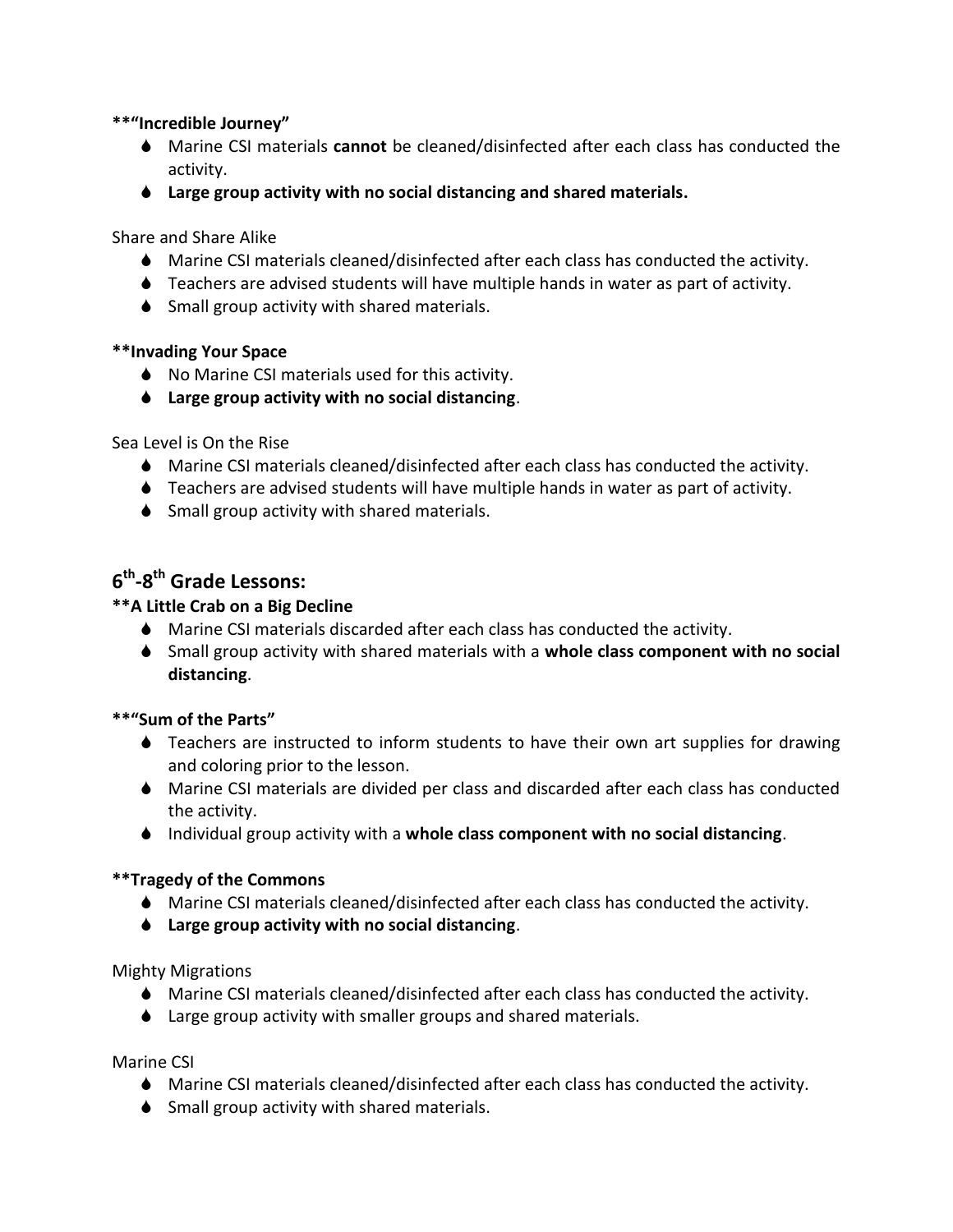**\*\*"Incredible Journey"**

- Marine CSI materials **cannot** be cleaned/disinfected after each class has conducted the activity.
- **Large group activity with no social distancing and shared materials.**

Share and Share Alike

- Marine CSI materials cleaned/disinfected after each class has conducted the activity.
- Teachers are advised students will have multiple hands in water as part of activity.
- Small group activity with shared materials.

**\*\*Invading Your Space**

- No Marine CSI materials used for this activity.
- **Large group activity with no social distancing**.

Sea Level is On the Rise

- Marine CSI materials cleaned/disinfected after each class has conducted the activity.
- Teachers are advised students will have multiple hands in water as part of activity.
- Small group activity with shared materials.

## 6th-8th Grade Lessons:

**\*\*A Little Crab on a Big Decline**

- Marine CSI materials discarded after each class has conducted the activity.
- Small group activity with shared materials with a **whole class component with no social distancing**.

**\*\*"Sum of the Parts"**

- Teachers are instructed to inform students to have their own art supplies for drawing and coloring prior to the lesson.
- Marine CSI materials are divided per class and discarded after each class has conducted the activity.
- Individual group activity with a **whole class component with no social distancing**.

**\*\*Tragedy of the Commons**

- Marine CSI materials cleaned/disinfected after each class has conducted the activity.
- **Large group activity with no social distancing**.

Mighty Migrations

- Marine CSI materials cleaned/disinfected after each class has conducted the activity.
- Large group activity with smaller groups and shared materials.

Marine CSI

- Marine CSI materials cleaned/disinfected after each class has conducted the activity.
- Small group activity with shared materials.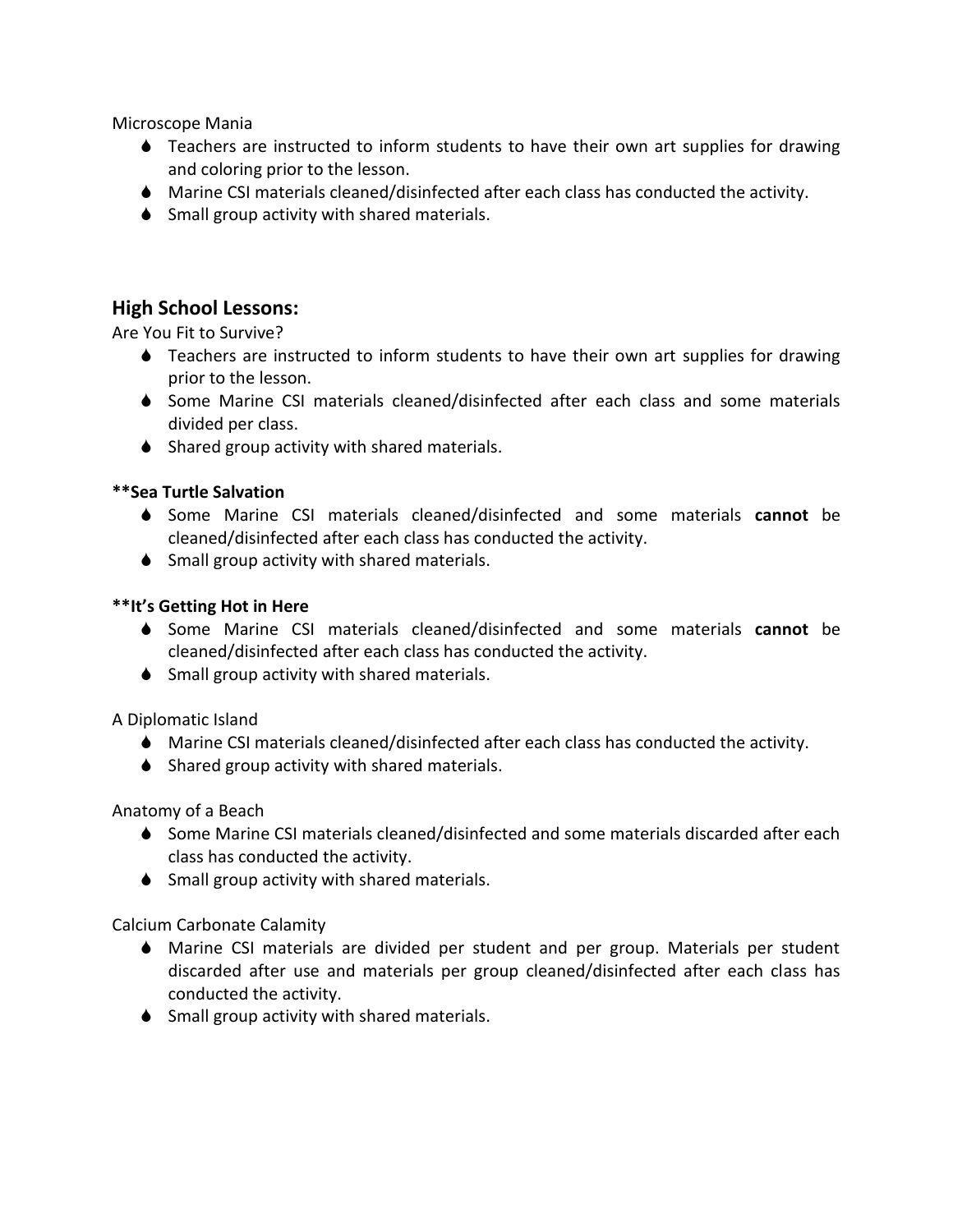Microscope Mania

- Teachers are instructed to inform students to have their own art supplies for drawing and coloring prior to the lesson.
- Marine CSI materials cleaned/disinfected after each class has conducted the activity.
- Small group activity with shared materials.

## High School Lessons:

Are You Fit to Survive?

- Teachers are instructed to inform students to have their own art supplies for drawing prior to the lesson.
- Some Marine CSI materials cleaned/disinfected after each class and some materials divided per class.
- Shared group activity with shared materials.

**\*\*Sea Turtle Salvation**

- Some Marine CSI materials cleaned/disinfected and some materials **cannot** be cleaned/disinfected after each class has conducted the activity.
- Small group activity with shared materials.

**\*\*It's Getting Hot in Here**

- Some Marine CSI materials cleaned/disinfected and some materials **cannot** be cleaned/disinfected after each class has conducted the activity.
- Small group activity with shared materials.

A Diplomatic Island

- Marine CSI materials cleaned/disinfected after each class has conducted the activity.
- Shared group activity with shared materials.

Anatomy of a Beach

- Some Marine CSI materials cleaned/disinfected and some materials discarded after each class has conducted the activity.
- Small group activity with shared materials.

Calcium Carbonate Calamity

- Marine CSI materials are divided per student and per group. Materials per student discarded after use and materials per group cleaned/disinfected after each class has conducted the activity.
- Small group activity with shared materials.